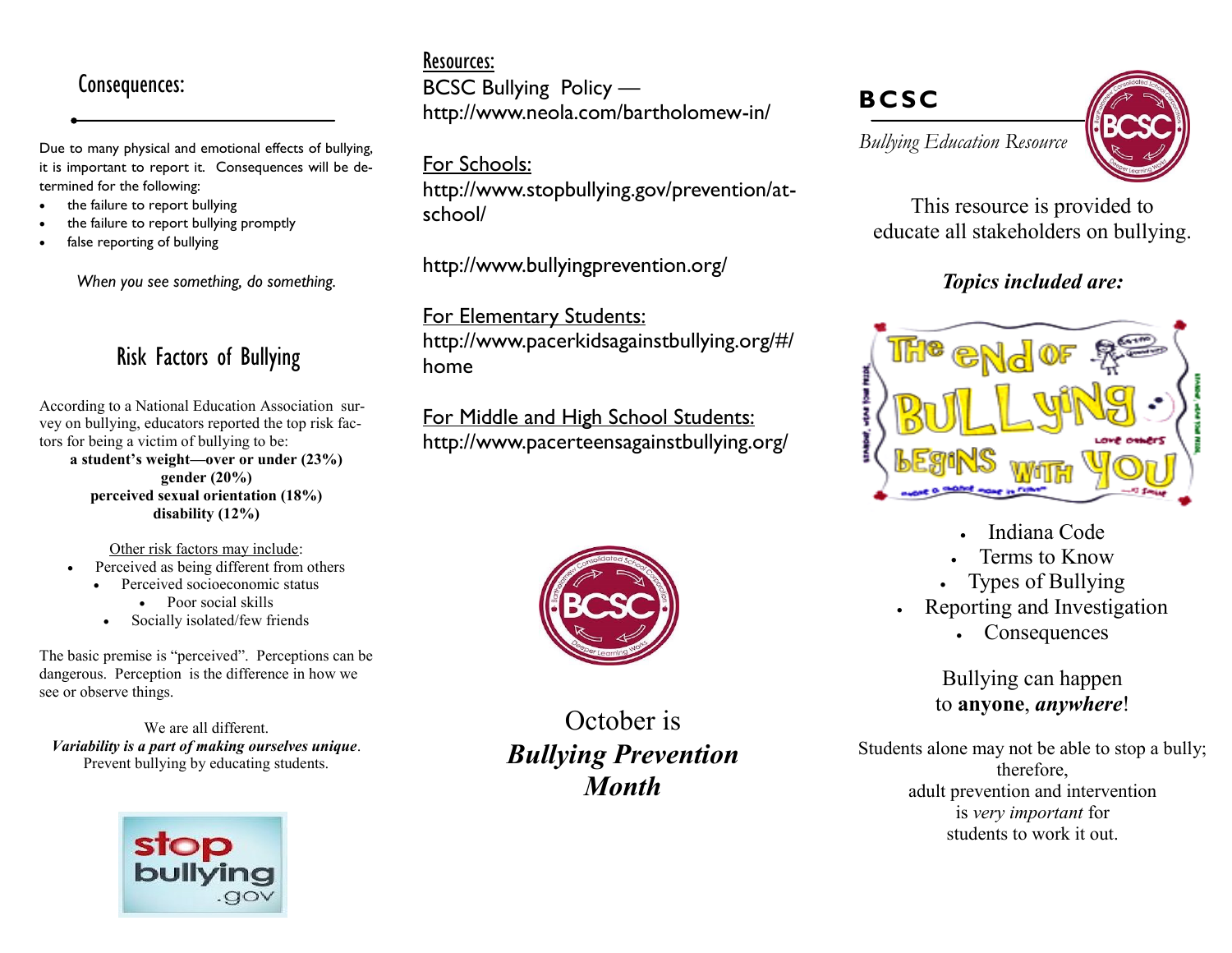## Consequences:

Due to many physical and emotional effects of bullying, it is important to report it. Consequences will be determined for the following:

- the failure to report bullying
- the failure to report bullying promptly
- false reporting of bullying

*When you see something, do something.*

## Risk Factors of Bullying

According to a National Education Association survey on bullying, educators reported the top risk factors for being a victim of bullying to be:

**a student's weight—over or under (23%)**
**gender (20%)**
**perceived sexual orientation (18%)**
**disability (12%)**

Other risk factors may include:

- Perceived as being different from others
- Perceived socioeconomic status
- Poor social skills
- Socially isolated/few friends

The basic premise is "perceived". Perceptions can be dangerous. Perception is the difference in how we see or observe things.

We are all different.
***Variability is a part of making ourselves unique***.
Prevent bullying by educating students.

stop bullying .gov

## Resources:

BCSC Bullying Policy —
http://www.neola.com/bartholomew-in/

For Schools:
http://www.stopbullying.gov/prevention/at-school/

http://www.bullyingprevention.org/

For Elementary Students:
http://www.pacerkidsagainstbullying.org/#/home

For Middle and High School Students:
http://www.pacerteensagainstbullying.org/

October is
***Bullying Prevention Month***

# BCSC

*Bullying Education Resource*

This resource is provided to educate all stakeholders on bullying.

***Topics included are:***

The end of Bullying begins with you

- Indiana Code
- Terms to Know
- Types of Bullying
- Reporting and Investigation
- Consequences

Bullying can happen to **anyone**, ***anywhere***!

Students alone may not be able to stop a bully; therefore, adult prevention and intervention is *very important* for students to work it out.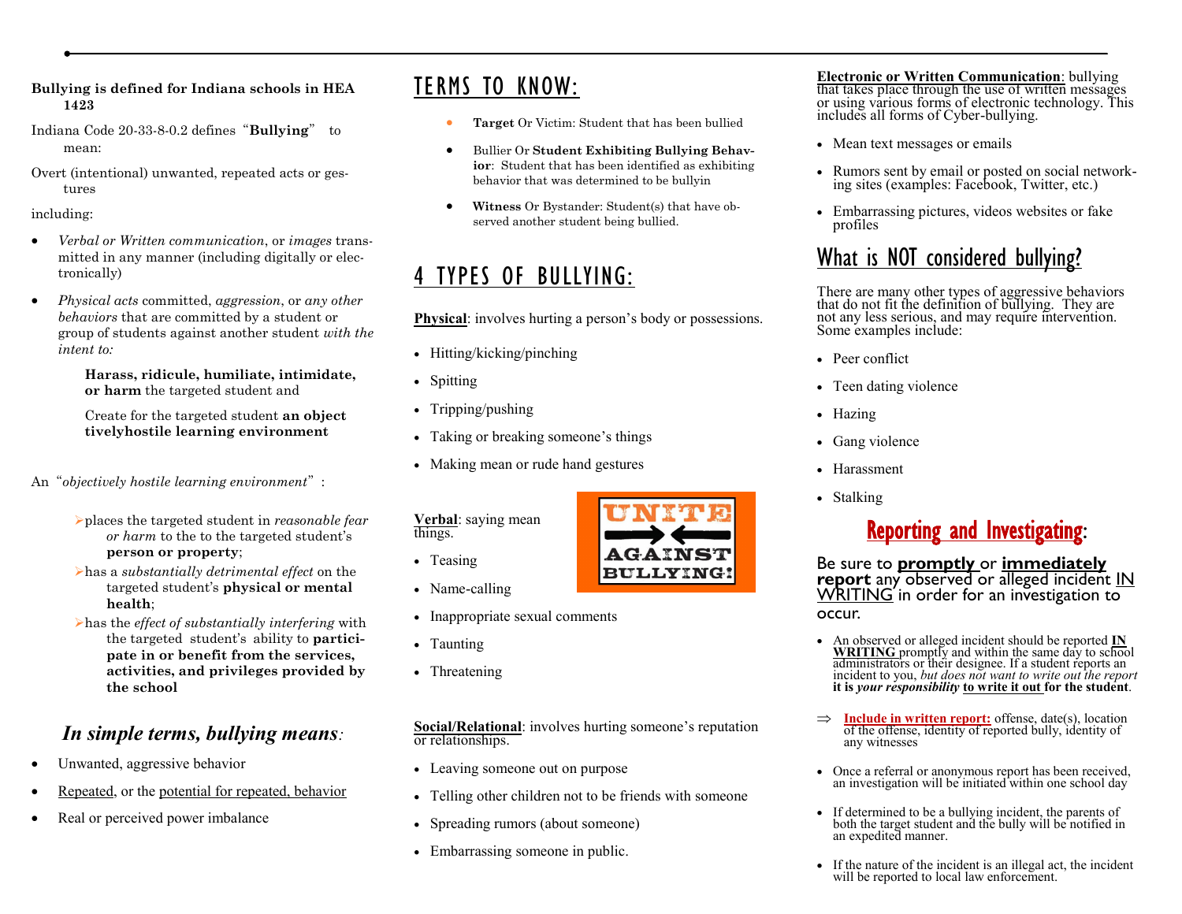**Bullying is defined for Indiana schools in HEA 1423**

Indiana Code 20-33-8-0.2 defines "**Bullying**" to mean:

Overt (intentional) unwanted, repeated acts or gestures

including:

- *Verbal or Written communication*, or *images* transmitted in any manner (including digitally or electronically)
- *Physical acts* committed, *aggression*, or *any other behaviors* that are committed by a student or group of students against another student *with the intent to:*

  **Harass, ridicule, humiliate, intimidate, or harm** the targeted student and

  Create for the targeted student **an object tivelyhostile learning environment**

An "*objectively hostile learning environment*":

- places the targeted student in *reasonable fear or harm* to the to the targeted student's **person or property**;
- has a *substantially detrimental effect* on the targeted student's **physical or mental health**;
- has the *effect of substantially interfering* with the targeted student's ability to **participate in or benefit from the services, activities, and privileges provided by the school**

## *In simple terms, bullying means:*

- Unwanted, aggressive behavior
- Repeated, or the potential for repeated, behavior
- Real or perceived power imbalance

## TERMS TO KNOW:

- **Target** Or Victim: Student that has been bullied
- Bullier Or **Student Exhibiting Bullying Behavior**: Student that has been identified as exhibiting behavior that was determined to be bullyin
- **Witness** Or Bystander: Student(s) that have observed another student being bullied.

## 4 TYPES OF BULLYING:

**Physical**: involves hurting a person's body or possessions.

- Hitting/kicking/pinching
- Spitting
- Tripping/pushing
- Taking or breaking someone's things
- Making mean or rude hand gestures

**Verbal**: saying mean things.

- Teasing
- Name-calling
- Inappropriate sexual comments
- Taunting
- Threatening

UNITE AGAINST BULLYING!

**Social/Relational**: involves hurting someone's reputation or relationships.

- Leaving someone out on purpose
- Telling other children not to be friends with someone
- Spreading rumors (about someone)
- Embarrassing someone in public.

**Electronic or Written Communication**: bullying that takes place through the use of written messages or using various forms of electronic technology. This includes all forms of Cyber-bullying.

- Mean text messages or emails
- Rumors sent by email or posted on social networking sites (examples: Facebook, Twitter, etc.)
- Embarrassing pictures, videos websites or fake profiles

## What is NOT considered bullying?

There are many other types of aggressive behaviors that do not fit the definition of bullying. They are not any less serious, and may require intervention. Some examples include:

- Peer conflict
- Teen dating violence
- Hazing
- Gang violence
- Harassment
- Stalking

## Reporting and Investigating:

Be sure to **promptly** or **immediately report** any observed or alleged incident IN WRITING in order for an investigation to occur.

- An observed or alleged incident should be reported **IN WRITING** promptly and within the same day to school administrators or their designee. If a student reports an incident to you, *but does not want to write out the report* **it is *your responsibility* to write it out for the student**.

⇒ **Include in written report:** offense, date(s), location of the offense, identity of reported bully, identity of any witnesses

- Once a referral or anonymous report has been received, an investigation will be initiated within one school day
- If determined to be a bullying incident, the parents of both the target student and the bully will be notified in an expedited manner.
- If the nature of the incident is an illegal act, the incident will be reported to local law enforcement.